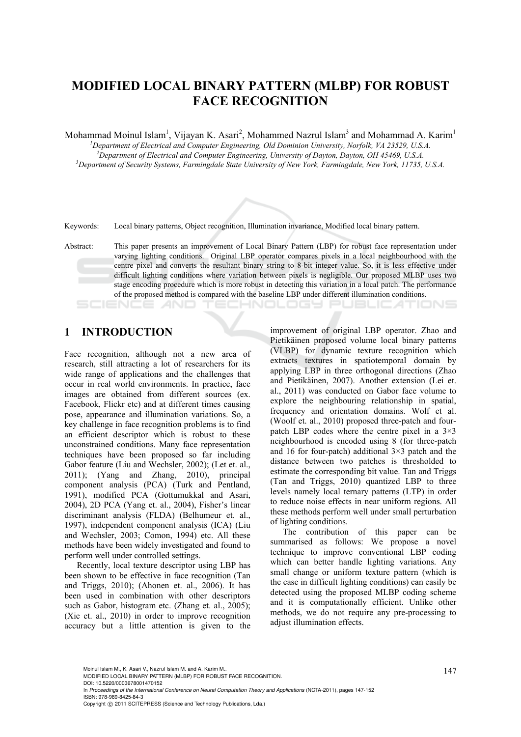# MODIFIED LOCAL BINARY PATTERN (MLBP) FOR ROBUST FACE RECOGNITION

Mohammad Moinul Islam[1], Vijayan K. Asari[2], Mohammed Nazrul Islam[3] and Mohammad A. Karim[1]

[1]*Department of Electrical and Computer Engineering, Old Dominion University, Norfolk, VA 23529, U.S.A.*
[2]*Department of Electrical and Computer Engineering, University of Dayton, Dayton, OH 45469, U.S.A.*
[3]*Department of Security Systems, Farmingdale State University of New York, Farmingdale, New York, 11735, U.S.A.*

Keywords: Local binary patterns, Object recognition, Illumination invariance, Modified local binary pattern.

Abstract: This paper presents an improvement of Local Binary Pattern (LBP) for robust face representation under varying lighting conditions. Original LBP operator compares pixels in a local neighbourhood with the centre pixel and converts the resultant binary string to 8-bit integer value. So, it is less effective under difficult lighting conditions where variation between pixels is negligible. Our proposed MLBP uses two stage encoding procedure which is more robust in detecting this variation in a local patch. The performance of the proposed method is compared with the baseline LBP under different illumination conditions.

## 1 INTRODUCTION

Face recognition, although not a new area of research, still attracting a lot of researchers for its wide range of applications and the challenges that occur in real world environments. In practice, face images are obtained from different sources (ex. Facebook, Flickr etc) and at different times causing pose, appearance and illumination variations. So, a key challenge in face recognition problems is to find an efficient descriptor which is robust to these unconstrained conditions. Many face representation techniques have been proposed so far including Gabor feature (Liu and Wechsler, 2002); (Let et. al., 2011); (Yang and Zhang, 2010), principal component analysis (PCA) (Turk and Pentland, 1991), modified PCA (Gottumukkal and Asari, 2004), 2D PCA (Yang et. al., 2004), Fisher's linear discriminant analysis (FLDA) (Belhumeur et. al., 1997), independent component analysis (ICA) (Liu and Wechsler, 2003; Comon, 1994) etc. All these methods have been widely investigated and found to perform well under controlled settings.

Recently, local texture descriptor using LBP has been shown to be effective in face recognition (Tan and Triggs, 2010); (Ahonen et. al., 2006). It has been used in combination with other descriptors such as Gabor, histogram etc. (Zhang et. al., 2005); (Xie et. al., 2010) in order to improve recognition accuracy but a little attention is given to the improvement of original LBP operator. Zhao and Pietikäinen proposed volume local binary patterns (VLBP) for dynamic texture recognition which extracts textures in spatiotemporal domain by applying LBP in three orthogonal directions (Zhao and Pietikäinen, 2007). Another extension (Lei et. al., 2011) was conducted on Gabor face volume to explore the neighbouring relationship in spatial, frequency and orientation domains. Wolf et al. (Woolf et. al., 2010) proposed three-patch and four-patch LBP codes where the centre pixel in a 3×3 neighbourhood is encoded using 8 (for three-patch and 16 for four-patch) additional 3×3 patch and the distance between two patches is thresholded to estimate the corresponding bit value. Tan and Triggs (Tan and Triggs, 2010) quantized LBP to three levels namely local ternary patterns (LTP) in order to reduce noise effects in near uniform regions. All these methods perform well under small perturbation of lighting conditions.

The contribution of this paper can be summarised as follows: We propose a novel technique to improve conventional LBP coding which can better handle lighting variations. Any small change or uniform texture pattern (which is the case in difficult lighting conditions) can easily be detected using the proposed MLBP coding scheme and it is computationally efficient. Unlike other methods, we do not require any pre-processing to adjust illumination effects.

Moinul Islam M., K. Asari V., Nazrul Islam M. and A. Karim M..
MODIFIED LOCAL BINARY PATTERN (MLBP) FOR ROBUST FACE RECOGNITION.
DOI: 10.5220/0003678001470152
In *Proceedings of the International Conference on Neural Computation Theory and Applications* (NCTA-2011), pages 147-152
ISBN: 978-989-8425-84-3
Copyright © 2011 SCITEPRESS (Science and Technology Publications, Lda.)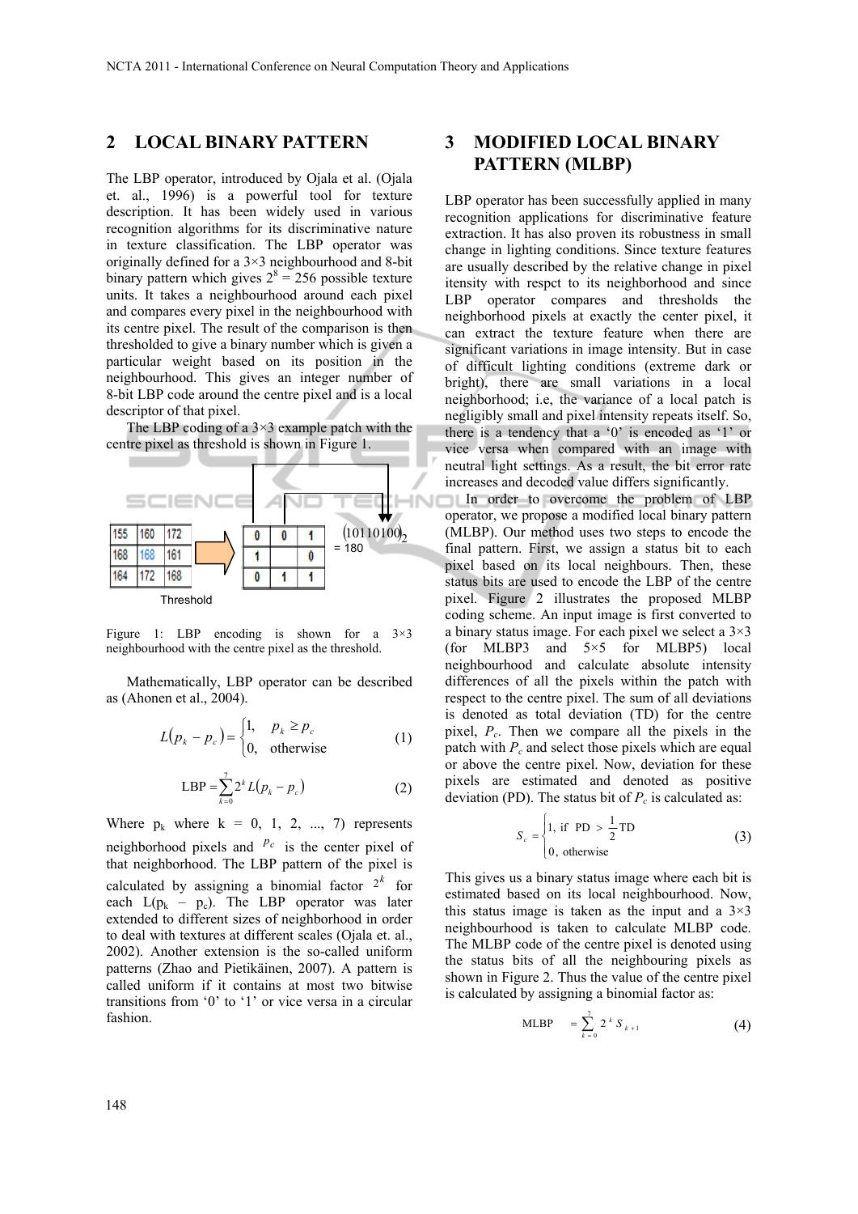## 2 LOCAL BINARY PATTERN

The LBP operator, introduced by Ojala et al. (Ojala et. al., 1996) is a powerful tool for texture description. It has been widely used in various recognition algorithms for its discriminative nature in texture classification. The LBP operator was originally defined for a 3×3 neighbourhood and 8-bit binary pattern which gives $2^8 = 256$ possible texture units. It takes a neighbourhood around each pixel and compares every pixel in the neighbourhood with its centre pixel. The result of the comparison is then thresholded to give a binary number which is given a particular weight based on its position in the neighbourhood. This gives an integer number of 8-bit LBP code around the centre pixel and is a local descriptor of that pixel.

The LBP coding of a 3×3 example patch with the centre pixel as threshold is shown in Figure 1.

| 155 | 160 | 172 |
|---|---|---|
| 168 | 168 | 161 |
| 164 | 172 | 168 |

Threshold

| 0 | 0 | 1 |
|---|---|---|
| 1 | | 0 |
| 0 | 1 | 1 |

$(10110100)_2$ = 180

Figure 1: LBP encoding is shown for a 3×3 neighbourhood with the centre pixel as the threshold.

Mathematically, LBP operator can be described as (Ahonen et al., 2004).

$$L(p_k - p_c) = \begin{cases} 1, & p_k \geq p_c \\ 0, & \text{otherwise} \end{cases} \tag{1}$$

$$\text{LBP} = \sum_{k=0}^{7} 2^k L(p_k - p_c) \tag{2}$$

Where $p_k$ where k = 0, 1, 2, ..., 7) represents neighbourhood pixels and $p_c$ is the center pixel of that neighbourhood. The LBP pattern of the pixel is calculated by assigning a binomial factor $2^k$ for each $L(p_k - p_c)$. The LBP operator was later extended to different sizes of neighborhood in order to deal with textures at different scales (Ojala et. al., 2002). Another extension is the so-called uniform patterns (Zhao and Pietikäinen, 2007). A pattern is called uniform if it contains at most two bitwise transitions from '0' to '1' or vice versa in a circular fashion.

## 3 MODIFIED LOCAL BINARY PATTERN (MLBP)

LBP operator has been successfully applied in many recognition applications for discriminative feature extraction. It has also proven its robustness in small change in lighting conditions. Since texture features are usually described by the relative change in pixel itensity with respct to its neighborhood and since LBP operator compares and thresholds the neighborhood pixels at exactly the center pixel, it can extract the texture feature when there are significant variations in image intensity. But in case of difficult lighting conditions (extreme dark or bright), there are small variations in a local neighborhood; i.e, the variance of a local patch is negligibly small and pixel intensity repeats itself. So, there is a tendency that a '0' is encoded as '1' or vice versa when compared with an image with neutral light settings. As a result, the bit error rate increases and decoded value differs significantly.

In order to overcome the problem of LBP operator, we propose a modified local binary pattern (MLBP). Our method uses two steps to encode the final pattern. First, we assign a status bit to each pixel based on its local neighbours. Then, these status bits are used to encode the LBP of the centre pixel. Figure 2 illustrates the proposed MLBP coding scheme. An input image is first converted to a binary status image. For each pixel we select a 3×3 (for MLBP3 and 5×5 for MLBP5) local neighbourhood and calculate absolute intensity differences of all the pixels within the patch with respect to the centre pixel. The sum of all deviations is denoted as total deviation (TD) for the centre pixel, $P_c$. Then we compare all the pixels in the patch with $P_c$ and select those pixels which are equal or above the centre pixel. Now, deviation for these pixels are estimated and denoted as positive deviation (PD). The status bit of $P_c$ is calculated as:

$$S_c = \begin{cases} 1, \text{ if } \text{PD} > \dfrac{1}{2}\text{TD} \\ 0, \text{ otherwise} \end{cases} \tag{3}$$

This gives us a binary status image where each bit is estimated based on its local neighbourhood. Now, this status image is taken as the input and a 3×3 neighbourhood is taken to calculate MLBP code. The MLBP code of the centre pixel is denoted using the status bits of all the neighbouring pixels as shown in Figure 2. Thus the value of the centre pixel is calculated by assigning a binomial factor as:

$$\text{MLBP} = \sum_{k=0}^{7} 2^k S_{k+1} \tag{4}$$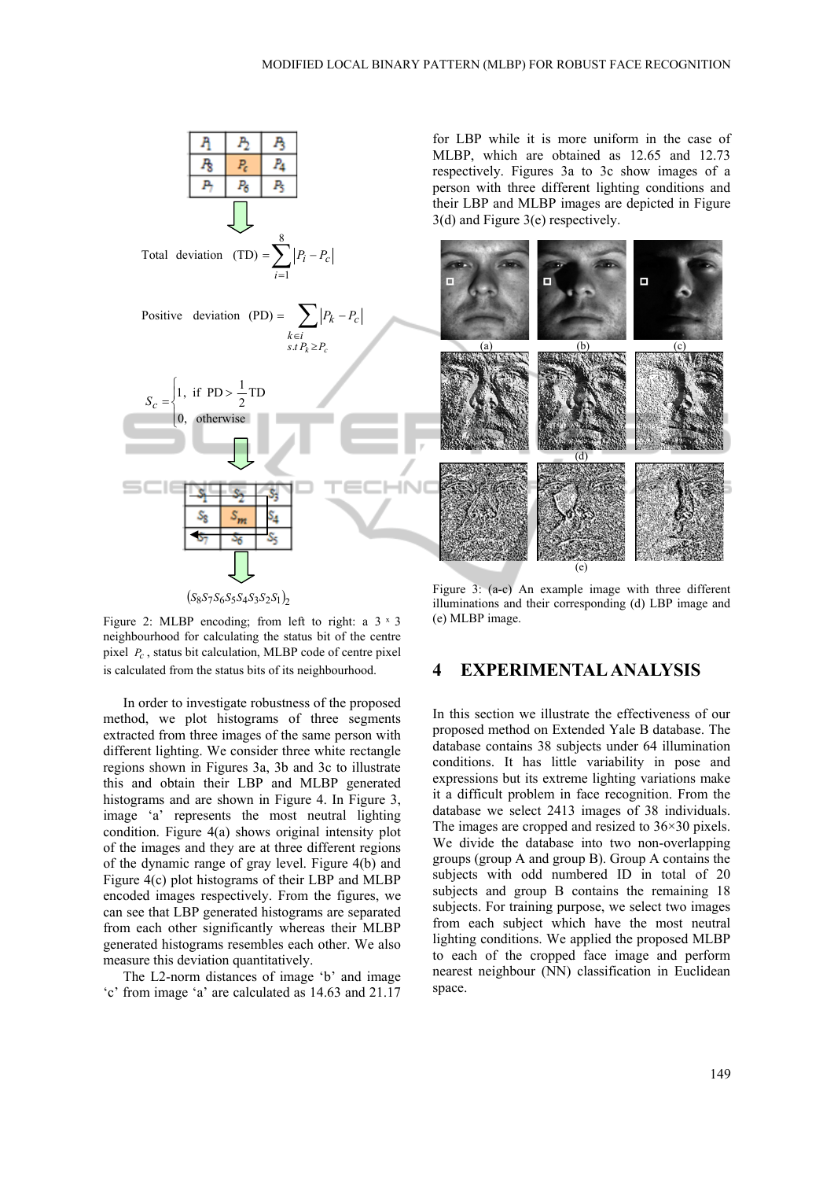Total deviation (TD) $= \sum_{i=1}^{8} |P_i - P_c|$

Positive deviation (PD) $= \sum_{\substack{k \in i \\ s.t\, P_k \geq P_c}} |P_k - P_c|$

$$S_c = \begin{cases} 1, & \text{if PD} > \frac{1}{2}\text{TD} \\ 0, & \text{otherwise} \end{cases}$$

$(S_8 S_7 S_6 S_5 S_4 S_3 S_2 S_1)_2$

Figure 2: MLBP encoding; from left to right: a 3 x 3 neighbourhood for calculating the status bit of the centre pixel $P_c$, status bit calculation, MLBP code of centre pixel is calculated from the status bits of its neighbourhood.

In order to investigate robustness of the proposed method, we plot histograms of three segments extracted from three images of the same person with different lighting. We consider three white rectangle regions shown in Figures 3a, 3b and 3c to illustrate this and obtain their LBP and MLBP generated histograms and are shown in Figure 4. In Figure 3, image 'a' represents the most neutral lighting condition. Figure 4(a) shows original intensity plot of the images and they are at three different regions of the dynamic range of gray level. Figure 4(b) and Figure 4(c) plot histograms of their LBP and MLBP encoded images respectively. From the figures, we can see that LBP generated histograms are separated from each other significantly whereas their MLBP generated histograms resembles each other. We also measure this deviation quantitatively.

The L2-norm distances of image 'b' and image 'c' from image 'a' are calculated as 14.63 and 21.17 for LBP while it is more uniform in the case of MLBP, which are obtained as 12.65 and 12.73 respectively. Figures 3a to 3c show images of a person with three different lighting conditions and their LBP and MLBP images are depicted in Figure 3(d) and Figure 3(e) respectively.

Figure 3: (a-c) An example image with three different illuminations and their corresponding (d) LBP image and (e) MLBP image.

## 4 EXPERIMENTAL ANALYSIS

In this section we illustrate the effectiveness of our proposed method on Extended Yale B database. The database contains 38 subjects under 64 illumination conditions. It has little variability in pose and expressions but its extreme lighting variations make it a difficult problem in face recognition. From the database we select 2413 images of 38 individuals. The images are cropped and resized to 36×30 pixels. We divide the database into two non-overlapping groups (group A and group B). Group A contains the subjects with odd numbered ID in total of 20 subjects and group B contains the remaining 18 subjects. For training purpose, we select two images from each subject which have the most neutral lighting conditions. We applied the proposed MLBP to each of the cropped face image and perform nearest neighbour (NN) classification in Euclidean space.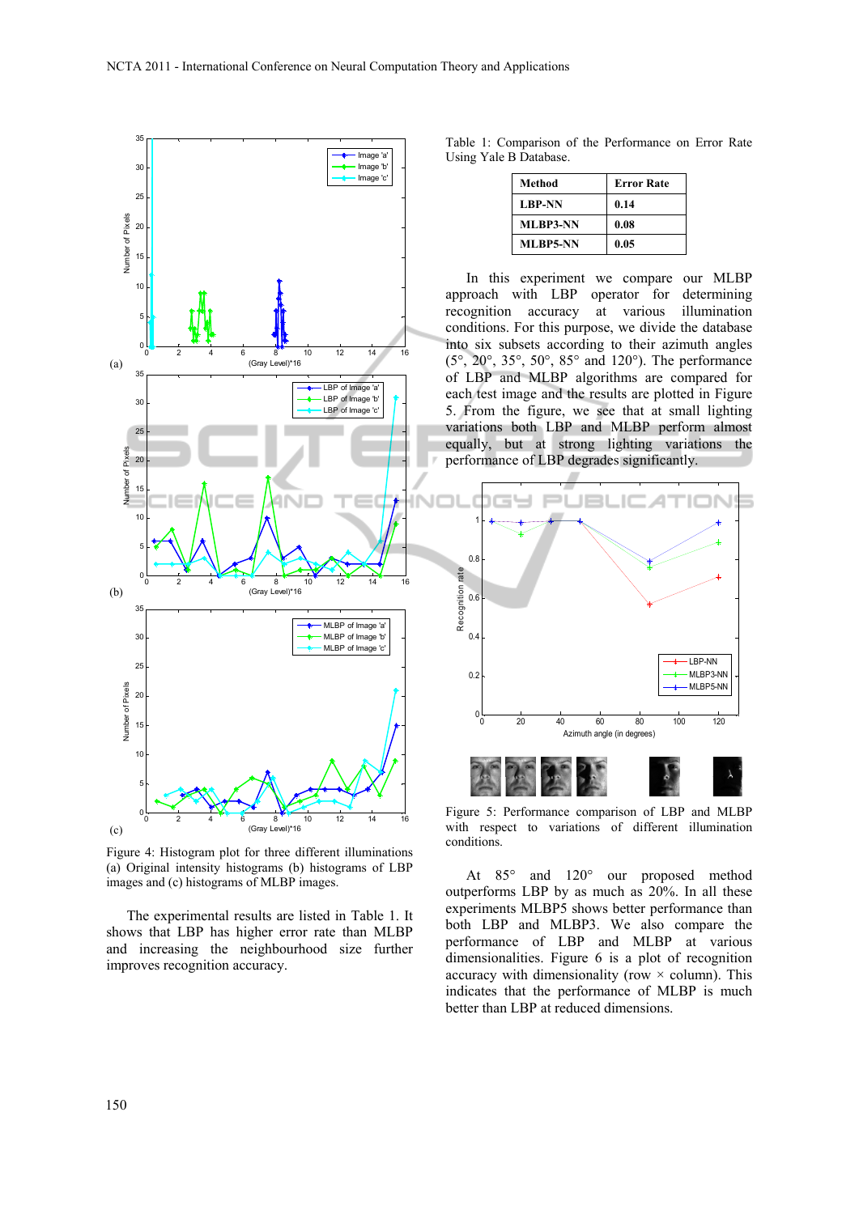Figure 4: Histogram plot for three different illuminations (a) Original intensity histograms (b) histograms of LBP images and (c) histograms of MLBP images.

The experimental results are listed in Table 1. It shows that LBP has higher error rate than MLBP and increasing the neighbourhood size further improves recognition accuracy.

Table 1: Comparison of the Performance on Error Rate Using Yale B Database.

| Method | Error Rate |
|---|---|
| **LBP-NN** | **0.14** |
| **MLBP3-NN** | **0.08** |
| **MLBP5-NN** | **0.05** |

In this experiment we compare our MLBP approach with LBP operator for determining recognition accuracy at various illumination conditions. For this purpose, we divide the database into six subsets according to their azimuth angles (5°, 20°, 35°, 50°, 85° and 120°). The performance of LBP and MLBP algorithms are compared for each test image and the results are plotted in Figure 5. From the figure, we see that at small lighting variations both LBP and MLBP perform almost equally, but at strong lighting variations the performance of LBP degrades significantly.

Figure 5: Performance comparison of LBP and MLBP with respect to variations of different illumination conditions.

At 85° and 120° our proposed method outperforms LBP by as much as 20%. In all these experiments MLBP5 shows better performance than both LBP and MLBP3. We also compare the performance of LBP and MLBP at various dimensionalities. Figure 6 is a plot of recognition accuracy with dimensionality (row × column). This indicates that the performance of MLBP is much better than LBP at reduced dimensions.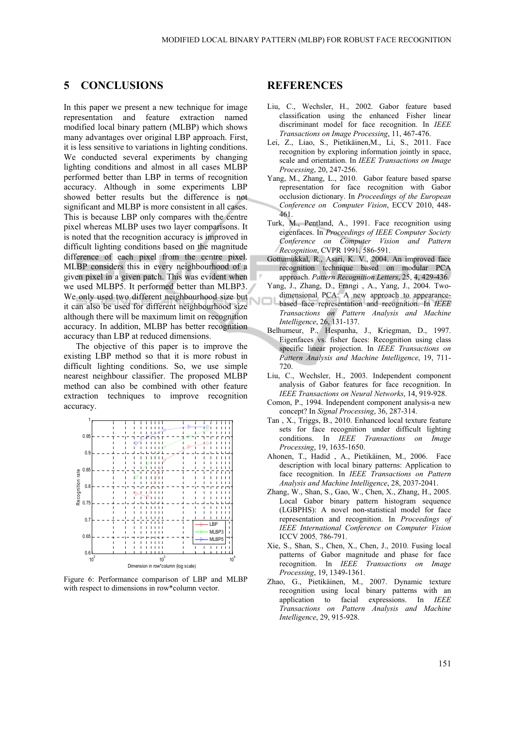## 5 CONCLUSIONS

In this paper we present a new technique for image representation and feature extraction named modified local binary pattern (MLBP) which shows many advantages over original LBP approach. First, it is less sensitive to variations in lighting conditions. We conducted several experiments by changing lighting conditions and almost in all cases MLBP performed better than LBP in terms of recognition accuracy. Although in some experiments LBP showed better results but the difference is not significant and MLBP is more consistent in all cases. This is because LBP only compares with the centre pixel whereas MLBP uses two layer comparisons. It is noted that the recognition accuracy is improved in difficult lighting conditions based on the magnitude difference of each pixel from the centre pixel. MLBP considers this in every neighbourhood of a given pixel in a given patch. This was evident when we used MLBP5. It performed better than MLBP3. We only used two different neighbourhood size but it can also be used for different neighbourhood size although there will be maximum limit on recognition accuracy. In addition, MLBP has better recognition accuracy than LBP at reduced dimensions.

The objective of this paper is to improve the existing LBP method so that it is more robust in difficult lighting conditions. So, we use simple nearest neighbour classifier. The proposed MLBP method can also be combined with other feature extraction techniques to improve recognition accuracy.

Figure 6: Performance comparison of LBP and MLBP with respect to dimensions in row*column vector.

## REFERENCES

Liu, C., Wechsler, H., 2002. Gabor feature based classification using the enhanced Fisher linear discriminant model for face recognition. In *IEEE Transactions on Image Processing*, 11, 467-476.

Lei, Z., Liao, S., Pietikäinen,M., Li, S., 2011. Face recognition by exploring information jointly in space, scale and orientation. In *IEEE Transactions on Image Processing*, 20, 247-256.

Yang, M., Zhang, L., 2010. Gabor feature based sparse representation for face recognition with Gabor occlusion dictionary. In *Proceedings of the European Conference on Computer Vision*, ECCV 2010, 448-461.

Turk, M., Pentland, A., 1991. Face recognition using eigenfaces. In *Proceedings of IEEE Computer Society Conference on Computer Vision and Pattern Recognition*, CVPR 1991, 586-591.

Gottumukkal, R., Asari, K. V., 2004. An improved face recognition technique based on modular PCA approach. *Pattern Recognition Letters*, 25, 4, 429-436.

Yang, J., Zhang, D., Frangi , A., Yang, J., 2004. Two-dimensional PCA: A new approach to appearance-based face representation and recognition. In *IEEE Transactions on Pattern Analysis and Machine Intelligence*, 26, 131-137.

Belhumeur, P., Hespanha, J., Kriegman, D., 1997. Eigenfaces vs. fisher faces: Recognition using class specific linear projection. In *IEEE Transactions on Pattern Analysis and Machine Intelligence*, 19, 711-720.

Liu, C., Wechsler, H., 2003. Independent component analysis of Gabor features for face recognition. In *IEEE Transactions on Neural Networks*, 14, 919-928.

Comon, P., 1994. Independent component analysis-a new concept? In *Signal Processing*, 36, 287-314.

Tan , X., Triggs, B., 2010. Enhanced local texture feature sets for face recognition under difficult lighting conditions. In *IEEE Transactions on Image Processing*, 19, 1635-1650.

Ahonen, T., Hadid , A., Pietikäinen, M., 2006. Face description with local binary patterns: Application to face recognition. In *IEEE Transactions on Pattern Analysis and Machine Intelligence*, 28, 2037-2041.

Zhang, W., Shan, S., Gao, W., Chen, X., Zhang, H., 2005. Local Gabor binary pattern histogram sequence (LGBPHS): A novel non-statistical model for face representation and recognition. In *Proceedings of IEEE International Conference on Computer Vision* ICCV 2005*,* 786-791.

Xie, S., Shan, S., Chen, X., Chen, J., 2010. Fusing local patterns of Gabor magnitude and phase for face recognition. In *IEEE Transactions on Image Processing*, 19, 1349-1361.

Zhao, G., Pietikäinen, M., 2007. Dynamic texture recognition using local binary patterns with an application to facial expressions. In *IEEE Transactions on Pattern Analysis and Machine Intelligence*, 29, 915-928.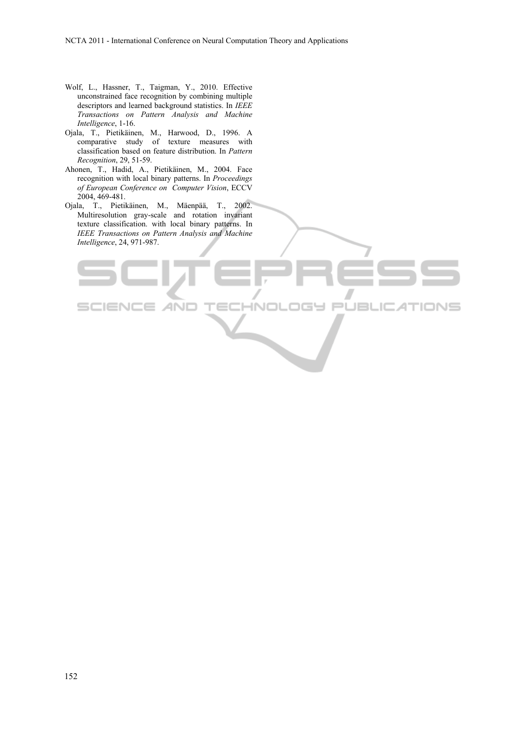Wolf, L., Hassner, T., Taigman, Y., 2010. Effective unconstrained face recognition by combining multiple descriptors and learned background statistics. In *IEEE Transactions on Pattern Analysis and Machine Intelligence*, 1-16.

Ojala, T., Pietikäinen, M., Harwood, D., 1996. A comparative study of texture measures with classification based on feature distribution. In *Pattern Recognition*, 29, 51-59.

Ahonen, T., Hadid, A., Pietikäinen, M., 2004. Face recognition with local binary patterns. In *Proceedings of European Conference on Computer Vision*, ECCV 2004, 469-481.

Ojala, T., Pietikäinen, M., Mäenpää, T., 2002. Multiresolution gray-scale and rotation invariant texture classification. with local binary patterns. In *IEEE Transactions on Pattern Analysis and Machine Intelligence*, 24, 971-987.